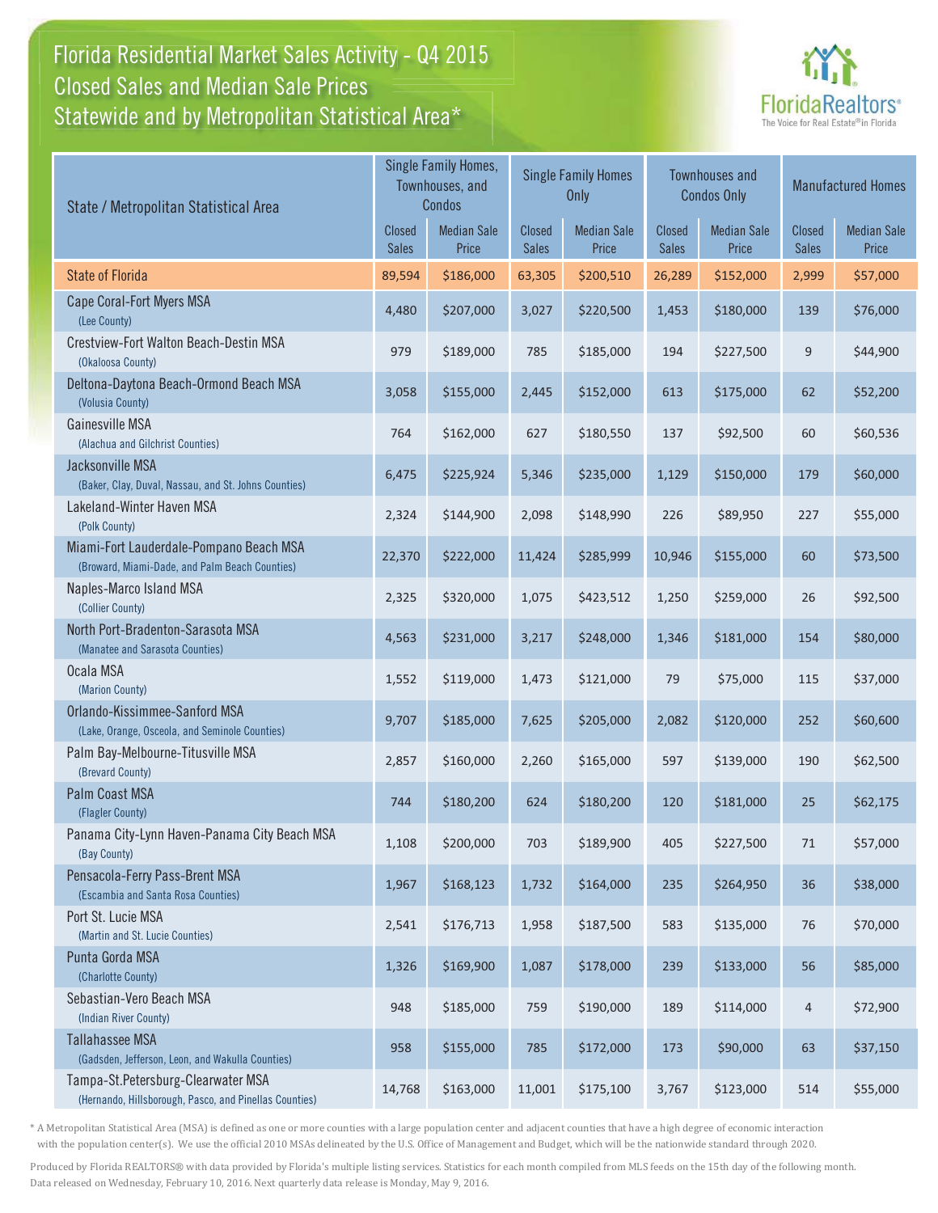# Florida Residential Market Sales Activity - Q4 2015
## Closed Sales and Median Sale Prices
## Statewide and by Metropolitan Statistical Area*

FloridaRealtors® The Voice for Real Estate® in Florida

| State / Metropolitan Statistical Area | Single Family Homes, Townhouses, and Condos | | Single Family Homes Only | | Townhouses and Condos Only | | Manufactured Homes | |
|---|---|---|---|---|---|---|---|---|
| | Closed Sales | Median Sale Price | Closed Sales | Median Sale Price | Closed Sales | Median Sale Price | Closed Sales | Median Sale Price |
| State of Florida | 89,594 | $186,000 | 63,305 | $200,510 | 26,289 | $152,000 | 2,999 | $57,000 |
| Cape Coral-Fort Myers MSA (Lee County) | 4,480 | $207,000 | 3,027 | $220,500 | 1,453 | $180,000 | 139 | $76,000 |
| Crestview-Fort Walton Beach-Destin MSA (Okaloosa County) | 979 | $189,000 | 785 | $185,000 | 194 | $227,500 | 9 | $44,900 |
| Deltona-Daytona Beach-Ormond Beach MSA (Volusia County) | 3,058 | $155,000 | 2,445 | $152,000 | 613 | $175,000 | 62 | $52,200 |
| Gainesville MSA (Alachua and Gilchrist Counties) | 764 | $162,000 | 627 | $180,550 | 137 | $92,500 | 60 | $60,536 |
| Jacksonville MSA (Baker, Clay, Duval, Nassau, and St. Johns Counties) | 6,475 | $225,924 | 5,346 | $235,000 | 1,129 | $150,000 | 179 | $60,000 |
| Lakeland-Winter Haven MSA (Polk County) | 2,324 | $144,900 | 2,098 | $148,990 | 226 | $89,950 | 227 | $55,000 |
| Miami-Fort Lauderdale-Pompano Beach MSA (Broward, Miami-Dade, and Palm Beach Counties) | 22,370 | $222,000 | 11,424 | $285,999 | 10,946 | $155,000 | 60 | $73,500 |
| Naples-Marco Island MSA (Collier County) | 2,325 | $320,000 | 1,075 | $423,512 | 1,250 | $259,000 | 26 | $92,500 |
| North Port-Bradenton-Sarasota MSA (Manatee and Sarasota Counties) | 4,563 | $231,000 | 3,217 | $248,000 | 1,346 | $181,000 | 154 | $80,000 |
| Ocala MSA (Marion County) | 1,552 | $119,000 | 1,473 | $121,000 | 79 | $75,000 | 115 | $37,000 |
| Orlando-Kissimmee-Sanford MSA (Lake, Orange, Osceola, and Seminole Counties) | 9,707 | $185,000 | 7,625 | $205,000 | 2,082 | $120,000 | 252 | $60,600 |
| Palm Bay-Melbourne-Titusville MSA (Brevard County) | 2,857 | $160,000 | 2,260 | $165,000 | 597 | $139,000 | 190 | $62,500 |
| Palm Coast MSA (Flagler County) | 744 | $180,200 | 624 | $180,200 | 120 | $181,000 | 25 | $62,175 |
| Panama City-Lynn Haven-Panama City Beach MSA (Bay County) | 1,108 | $200,000 | 703 | $189,900 | 405 | $227,500 | 71 | $57,000 |
| Pensacola-Ferry Pass-Brent MSA (Escambia and Santa Rosa Counties) | 1,967 | $168,123 | 1,732 | $164,000 | 235 | $264,950 | 36 | $38,000 |
| Port St. Lucie MSA (Martin and St. Lucie Counties) | 2,541 | $176,713 | 1,958 | $187,500 | 583 | $135,000 | 76 | $70,000 |
| Punta Gorda MSA (Charlotte County) | 1,326 | $169,900 | 1,087 | $178,000 | 239 | $133,000 | 56 | $85,000 |
| Sebastian-Vero Beach MSA (Indian River County) | 948 | $185,000 | 759 | $190,000 | 189 | $114,000 | 4 | $72,900 |
| Tallahassee MSA (Gadsden, Jefferson, Leon, and Wakulla Counties) | 958 | $155,000 | 785 | $172,000 | 173 | $90,000 | 63 | $37,150 |
| Tampa-St.Petersburg-Clearwater MSA (Hernando, Hillsborough, Pasco, and Pinellas Counties) | 14,768 | $163,000 | 11,001 | $175,100 | 3,767 | $123,000 | 514 | $55,000 |

* A Metropolitan Statistical Area (MSA) is defined as one or more counties with a large population center and adjacent counties that have a high degree of economic interaction with the population center(s). We use the official 2010 MSAs delineated by the U.S. Office of Management and Budget, which will be the nationwide standard through 2020.

Produced by Florida REALTORS® with data provided by Florida's multiple listing services. Statistics for each month compiled from MLS feeds on the 15th day of the following month. Data released on Wednesday, February 10, 2016. Next quarterly data release is Monday, May 9, 2016.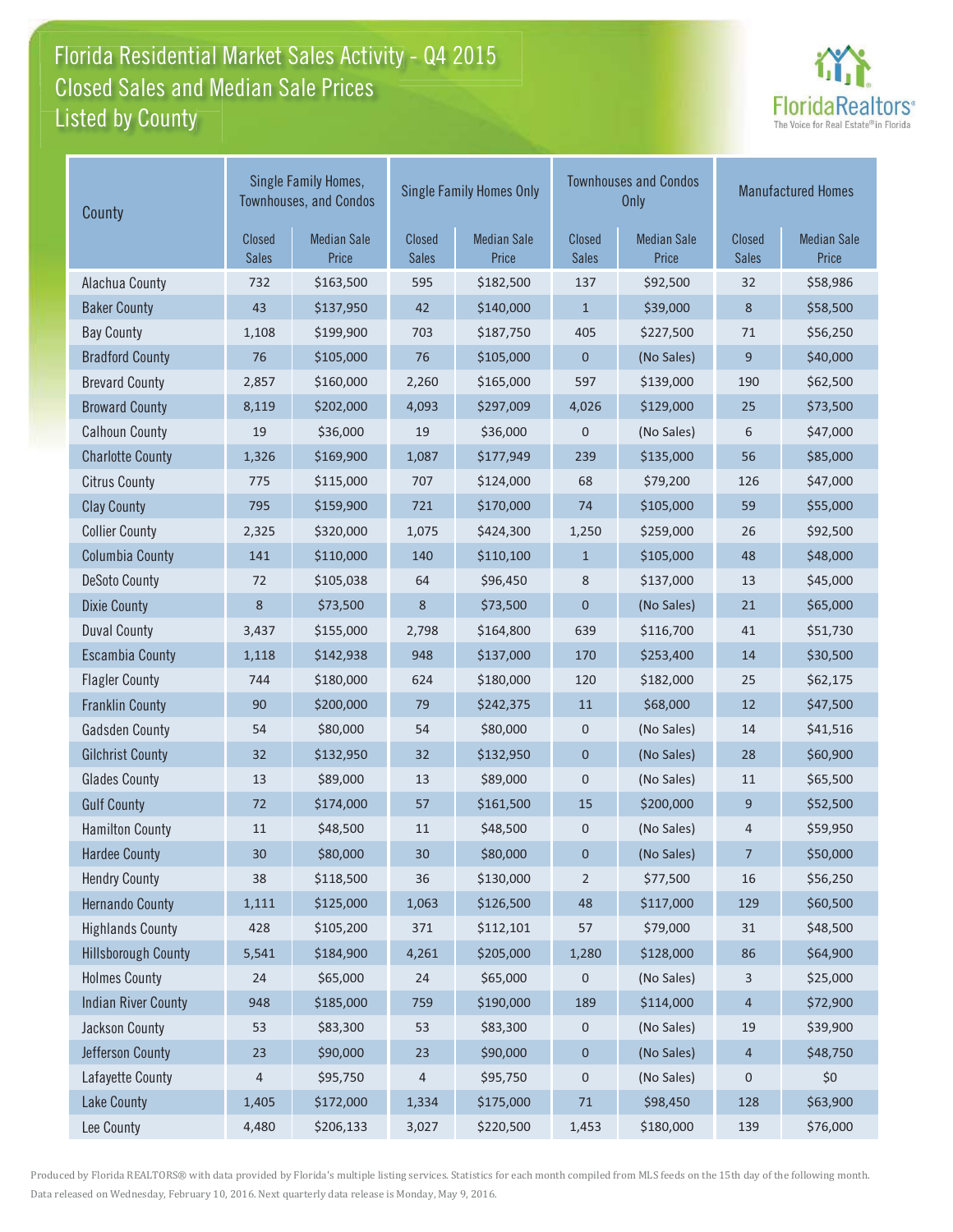# Florida Residential Market Sales Activity - Q4 2015
## Closed Sales and Median Sale Prices
## Listed by County

| County | Single Family Homes, Townhouses, and Condos | | Single Family Homes Only | | Townhouses and Condos Only | | Manufactured Homes | |
|---|---|---|---|---|---|---|---|---|
| | Closed Sales | Median Sale Price | Closed Sales | Median Sale Price | Closed Sales | Median Sale Price | Closed Sales | Median Sale Price |
| Alachua County | 732 | $163,500 | 595 | $182,500 | 137 | $92,500 | 32 | $58,986 |
| Baker County | 43 | $137,950 | 42 | $140,000 | 1 | $39,000 | 8 | $58,500 |
| Bay County | 1,108 | $199,900 | 703 | $187,750 | 405 | $227,500 | 71 | $56,250 |
| Bradford County | 76 | $105,000 | 76 | $105,000 | 0 | (No Sales) | 9 | $40,000 |
| Brevard County | 2,857 | $160,000 | 2,260 | $165,000 | 597 | $139,000 | 190 | $62,500 |
| Broward County | 8,119 | $202,000 | 4,093 | $297,009 | 4,026 | $129,000 | 25 | $73,500 |
| Calhoun County | 19 | $36,000 | 19 | $36,000 | 0 | (No Sales) | 6 | $47,000 |
| Charlotte County | 1,326 | $169,900 | 1,087 | $177,949 | 239 | $135,000 | 56 | $85,000 |
| Citrus County | 775 | $115,000 | 707 | $124,000 | 68 | $79,200 | 126 | $47,000 |
| Clay County | 795 | $159,900 | 721 | $170,000 | 74 | $105,000 | 59 | $55,000 |
| Collier County | 2,325 | $320,000 | 1,075 | $424,300 | 1,250 | $259,000 | 26 | $92,500 |
| Columbia County | 141 | $110,000 | 140 | $110,100 | 1 | $105,000 | 48 | $48,000 |
| DeSoto County | 72 | $105,038 | 64 | $96,450 | 8 | $137,000 | 13 | $45,000 |
| Dixie County | 8 | $73,500 | 8 | $73,500 | 0 | (No Sales) | 21 | $65,000 |
| Duval County | 3,437 | $155,000 | 2,798 | $164,800 | 639 | $116,700 | 41 | $51,730 |
| Escambia County | 1,118 | $142,938 | 948 | $137,000 | 170 | $253,400 | 14 | $30,500 |
| Flagler County | 744 | $180,000 | 624 | $180,000 | 120 | $182,000 | 25 | $62,175 |
| Franklin County | 90 | $200,000 | 79 | $242,375 | 11 | $68,000 | 12 | $47,500 |
| Gadsden County | 54 | $80,000 | 54 | $80,000 | 0 | (No Sales) | 14 | $41,516 |
| Gilchrist County | 32 | $132,950 | 32 | $132,950 | 0 | (No Sales) | 28 | $60,900 |
| Glades County | 13 | $89,000 | 13 | $89,000 | 0 | (No Sales) | 11 | $65,500 |
| Gulf County | 72 | $174,000 | 57 | $161,500 | 15 | $200,000 | 9 | $52,500 |
| Hamilton County | 11 | $48,500 | 11 | $48,500 | 0 | (No Sales) | 4 | $59,950 |
| Hardee County | 30 | $80,000 | 30 | $80,000 | 0 | (No Sales) | 7 | $50,000 |
| Hendry County | 38 | $118,500 | 36 | $130,000 | 2 | $77,500 | 16 | $56,250 |
| Hernando County | 1,111 | $125,000 | 1,063 | $126,500 | 48 | $117,000 | 129 | $60,500 |
| Highlands County | 428 | $105,200 | 371 | $112,101 | 57 | $79,000 | 31 | $48,500 |
| Hillsborough County | 5,541 | $184,900 | 4,261 | $205,000 | 1,280 | $128,000 | 86 | $64,900 |
| Holmes County | 24 | $65,000 | 24 | $65,000 | 0 | (No Sales) | 3 | $25,000 |
| Indian River County | 948 | $185,000 | 759 | $190,000 | 189 | $114,000 | 4 | $72,900 |
| Jackson County | 53 | $83,300 | 53 | $83,300 | 0 | (No Sales) | 19 | $39,900 |
| Jefferson County | 23 | $90,000 | 23 | $90,000 | 0 | (No Sales) | 4 | $48,750 |
| Lafayette County | 4 | $95,750 | 4 | $95,750 | 0 | (No Sales) | 0 | $0 |
| Lake County | 1,405 | $172,000 | 1,334 | $175,000 | 71 | $98,450 | 128 | $63,900 |
| Lee County | 4,480 | $206,133 | 3,027 | $220,500 | 1,453 | $180,000 | 139 | $76,000 |

Produced by Florida REALTORS® with data provided by Florida's multiple listing services. Statistics for each month compiled from MLS feeds on the 15th day of the following month. Data released on Wednesday, February 10, 2016. Next quarterly data release is Monday, May 9, 2016.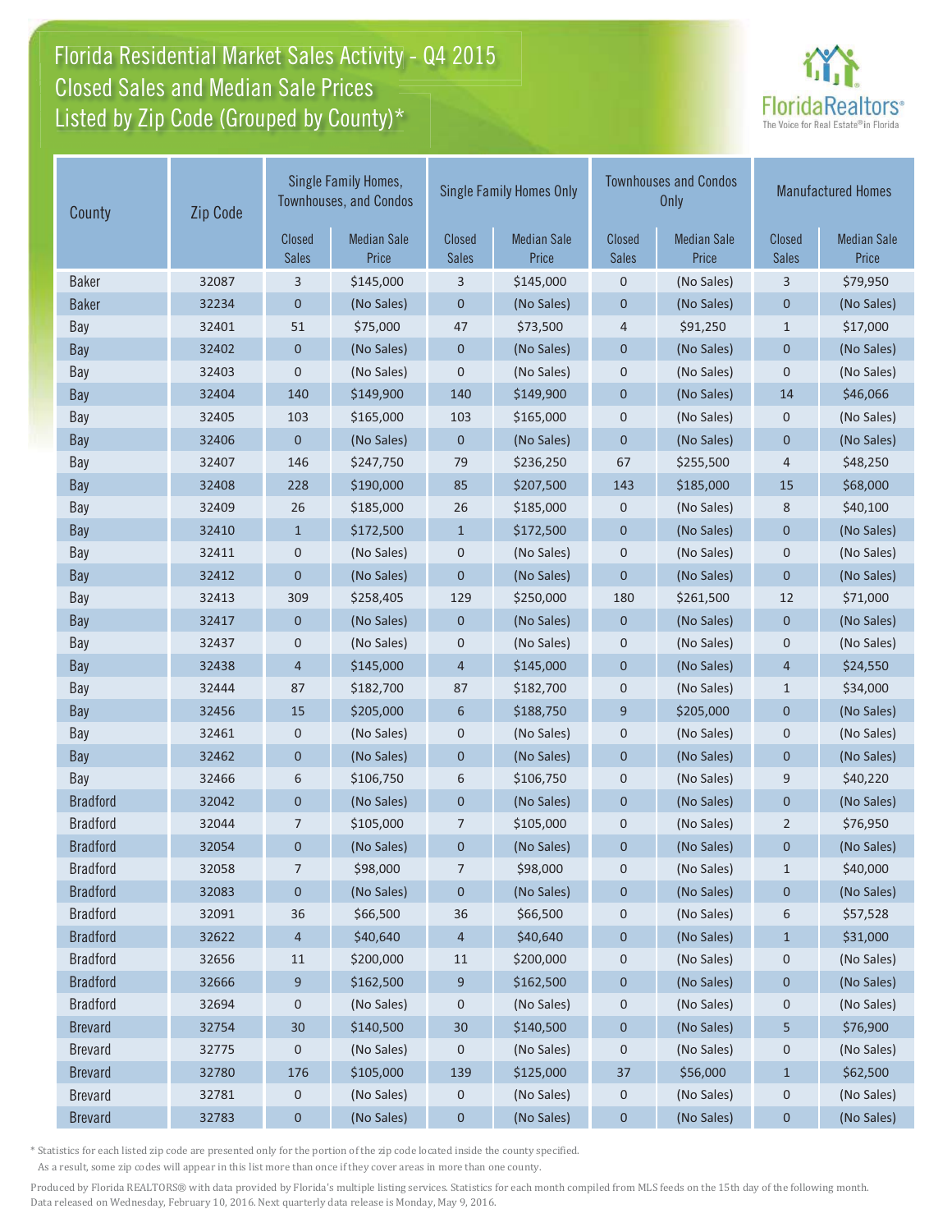# Florida Residential Market Sales Activity - Q4 2015
## Closed Sales and Median Sale Prices
## Listed by Zip Code (Grouped by County)*

| County | Zip Code | Single Family Homes, Townhouses, and Condos | | Single Family Homes Only | | Townhouses and Condos Only | | Manufactured Homes | |
|---|---|---|---|---|---|---|---|---|---|
| | | Closed Sales | Median Sale Price | Closed Sales | Median Sale Price | Closed Sales | Median Sale Price | Closed Sales | Median Sale Price |
| Baker | 32087 | 3 | $145,000 | 3 | $145,000 | 0 | (No Sales) | 3 | $79,950 |
| Baker | 32234 | 0 | (No Sales) | 0 | (No Sales) | 0 | (No Sales) | 0 | (No Sales) |
| Bay | 32401 | 51 | $75,000 | 47 | $73,500 | 4 | $91,250 | 1 | $17,000 |
| Bay | 32402 | 0 | (No Sales) | 0 | (No Sales) | 0 | (No Sales) | 0 | (No Sales) |
| Bay | 32403 | 0 | (No Sales) | 0 | (No Sales) | 0 | (No Sales) | 0 | (No Sales) |
| Bay | 32404 | 140 | $149,900 | 140 | $149,900 | 0 | (No Sales) | 14 | $46,066 |
| Bay | 32405 | 103 | $165,000 | 103 | $165,000 | 0 | (No Sales) | 0 | (No Sales) |
| Bay | 32406 | 0 | (No Sales) | 0 | (No Sales) | 0 | (No Sales) | 0 | (No Sales) |
| Bay | 32407 | 146 | $247,750 | 79 | $236,250 | 67 | $255,500 | 4 | $48,250 |
| Bay | 32408 | 228 | $190,000 | 85 | $207,500 | 143 | $185,000 | 15 | $68,000 |
| Bay | 32409 | 26 | $185,000 | 26 | $185,000 | 0 | (No Sales) | 8 | $40,100 |
| Bay | 32410 | 1 | $172,500 | 1 | $172,500 | 0 | (No Sales) | 0 | (No Sales) |
| Bay | 32411 | 0 | (No Sales) | 0 | (No Sales) | 0 | (No Sales) | 0 | (No Sales) |
| Bay | 32412 | 0 | (No Sales) | 0 | (No Sales) | 0 | (No Sales) | 0 | (No Sales) |
| Bay | 32413 | 309 | $258,405 | 129 | $250,000 | 180 | $261,500 | 12 | $71,000 |
| Bay | 32417 | 0 | (No Sales) | 0 | (No Sales) | 0 | (No Sales) | 0 | (No Sales) |
| Bay | 32437 | 0 | (No Sales) | 0 | (No Sales) | 0 | (No Sales) | 0 | (No Sales) |
| Bay | 32438 | 4 | $145,000 | 4 | $145,000 | 0 | (No Sales) | 4 | $24,550 |
| Bay | 32444 | 87 | $182,700 | 87 | $182,700 | 0 | (No Sales) | 1 | $34,000 |
| Bay | 32456 | 15 | $205,000 | 6 | $188,750 | 9 | $205,000 | 0 | (No Sales) |
| Bay | 32461 | 0 | (No Sales) | 0 | (No Sales) | 0 | (No Sales) | 0 | (No Sales) |
| Bay | 32462 | 0 | (No Sales) | 0 | (No Sales) | 0 | (No Sales) | 0 | (No Sales) |
| Bay | 32466 | 6 | $106,750 | 6 | $106,750 | 0 | (No Sales) | 9 | $40,220 |
| Bradford | 32042 | 0 | (No Sales) | 0 | (No Sales) | 0 | (No Sales) | 0 | (No Sales) |
| Bradford | 32044 | 7 | $105,000 | 7 | $105,000 | 0 | (No Sales) | 2 | $76,950 |
| Bradford | 32054 | 0 | (No Sales) | 0 | (No Sales) | 0 | (No Sales) | 0 | (No Sales) |
| Bradford | 32058 | 7 | $98,000 | 7 | $98,000 | 0 | (No Sales) | 1 | $40,000 |
| Bradford | 32083 | 0 | (No Sales) | 0 | (No Sales) | 0 | (No Sales) | 0 | (No Sales) |
| Bradford | 32091 | 36 | $66,500 | 36 | $66,500 | 0 | (No Sales) | 6 | $57,528 |
| Bradford | 32622 | 4 | $40,640 | 4 | $40,640 | 0 | (No Sales) | 1 | $31,000 |
| Bradford | 32656 | 11 | $200,000 | 11 | $200,000 | 0 | (No Sales) | 0 | (No Sales) |
| Bradford | 32666 | 9 | $162,500 | 9 | $162,500 | 0 | (No Sales) | 0 | (No Sales) |
| Bradford | 32694 | 0 | (No Sales) | 0 | (No Sales) | 0 | (No Sales) | 0 | (No Sales) |
| Brevard | 32754 | 30 | $140,500 | 30 | $140,500 | 0 | (No Sales) | 5 | $76,900 |
| Brevard | 32775 | 0 | (No Sales) | 0 | (No Sales) | 0 | (No Sales) | 0 | (No Sales) |
| Brevard | 32780 | 176 | $105,000 | 139 | $125,000 | 37 | $56,000 | 1 | $62,500 |
| Brevard | 32781 | 0 | (No Sales) | 0 | (No Sales) | 0 | (No Sales) | 0 | (No Sales) |
| Brevard | 32783 | 0 | (No Sales) | 0 | (No Sales) | 0 | (No Sales) | 0 | (No Sales) |

\* Statistics for each listed zip code are presented only for the portion of the zip code located inside the county specified. As a result, some zip codes will appear in this list more than once if they cover areas in more than one county.

Produced by Florida REALTORS® with data provided by Florida's multiple listing services. Statistics for each month compiled from MLS feeds on the 15th day of the following month. Data released on Wednesday, February 10, 2016. Next quarterly data release is Monday, May 9, 2016.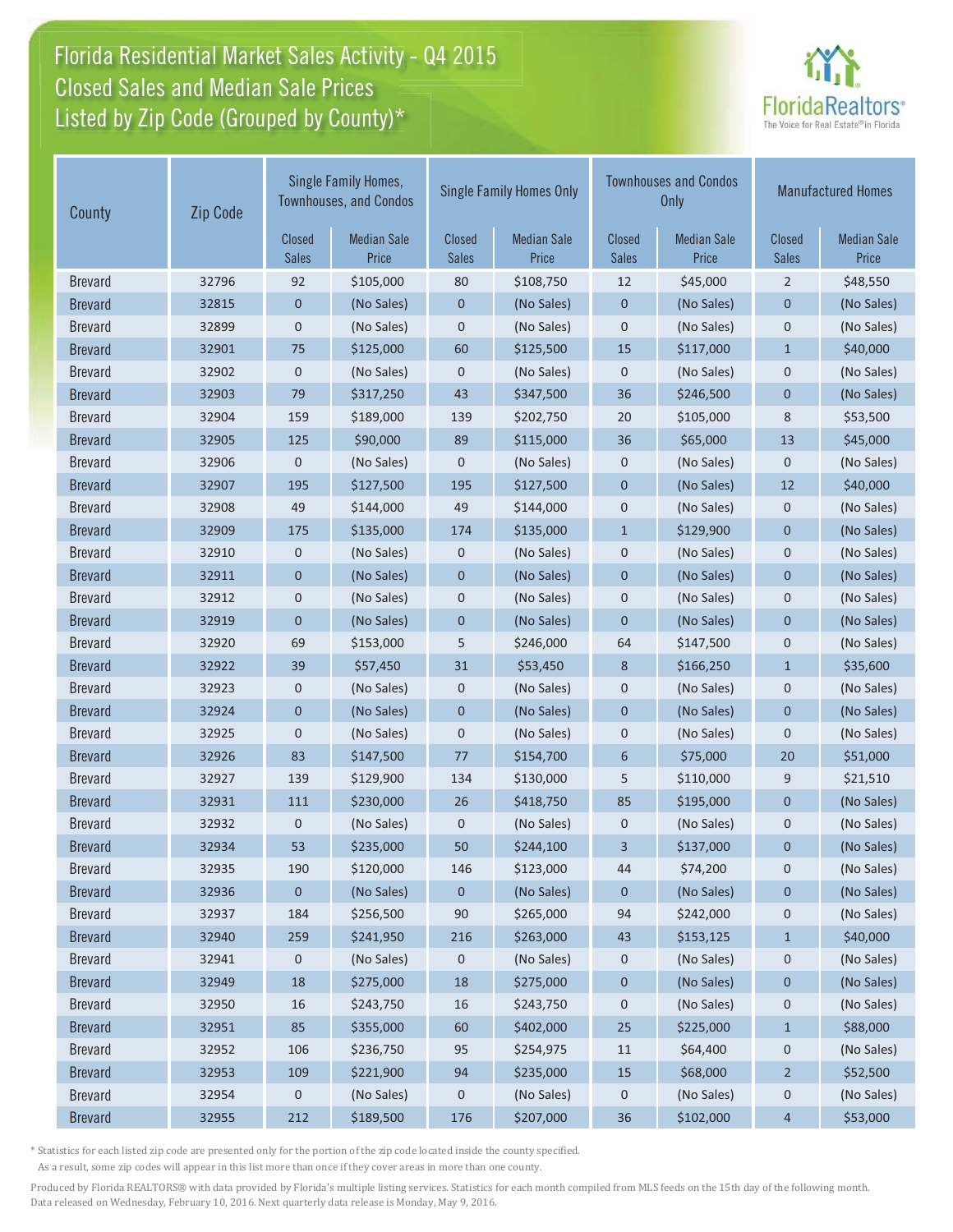# Florida Residential Market Sales Activity - Q4 2015
## Closed Sales and Median Sale Prices
## Listed by Zip Code (Grouped by County)*

| County | Zip Code | Single Family Homes, Townhouses, and Condos | | Single Family Homes Only | | Townhouses and Condos Only | | Manufactured Homes | |
|---|---|---|---|---|---|---|---|---|---|
| | | Closed Sales | Median Sale Price | Closed Sales | Median Sale Price | Closed Sales | Median Sale Price | Closed Sales | Median Sale Price |
| Brevard | 32796 | 92 | $105,000 | 80 | $108,750 | 12 | $45,000 | 2 | $48,550 |
| Brevard | 32815 | 0 | (No Sales) | 0 | (No Sales) | 0 | (No Sales) | 0 | (No Sales) |
| Brevard | 32899 | 0 | (No Sales) | 0 | (No Sales) | 0 | (No Sales) | 0 | (No Sales) |
| Brevard | 32901 | 75 | $125,000 | 60 | $125,500 | 15 | $117,000 | 1 | $40,000 |
| Brevard | 32902 | 0 | (No Sales) | 0 | (No Sales) | 0 | (No Sales) | 0 | (No Sales) |
| Brevard | 32903 | 79 | $317,250 | 43 | $347,500 | 36 | $246,500 | 0 | (No Sales) |
| Brevard | 32904 | 159 | $189,000 | 139 | $202,750 | 20 | $105,000 | 8 | $53,500 |
| Brevard | 32905 | 125 | $90,000 | 89 | $115,000 | 36 | $65,000 | 13 | $45,000 |
| Brevard | 32906 | 0 | (No Sales) | 0 | (No Sales) | 0 | (No Sales) | 0 | (No Sales) |
| Brevard | 32907 | 195 | $127,500 | 195 | $127,500 | 0 | (No Sales) | 12 | $40,000 |
| Brevard | 32908 | 49 | $144,000 | 49 | $144,000 | 0 | (No Sales) | 0 | (No Sales) |
| Brevard | 32909 | 175 | $135,000 | 174 | $135,000 | 1 | $129,900 | 0 | (No Sales) |
| Brevard | 32910 | 0 | (No Sales) | 0 | (No Sales) | 0 | (No Sales) | 0 | (No Sales) |
| Brevard | 32911 | 0 | (No Sales) | 0 | (No Sales) | 0 | (No Sales) | 0 | (No Sales) |
| Brevard | 32912 | 0 | (No Sales) | 0 | (No Sales) | 0 | (No Sales) | 0 | (No Sales) |
| Brevard | 32919 | 0 | (No Sales) | 0 | (No Sales) | 0 | (No Sales) | 0 | (No Sales) |
| Brevard | 32920 | 69 | $153,000 | 5 | $246,000 | 64 | $147,500 | 0 | (No Sales) |
| Brevard | 32922 | 39 | $57,450 | 31 | $53,450 | 8 | $166,250 | 1 | $35,600 |
| Brevard | 32923 | 0 | (No Sales) | 0 | (No Sales) | 0 | (No Sales) | 0 | (No Sales) |
| Brevard | 32924 | 0 | (No Sales) | 0 | (No Sales) | 0 | (No Sales) | 0 | (No Sales) |
| Brevard | 32925 | 0 | (No Sales) | 0 | (No Sales) | 0 | (No Sales) | 0 | (No Sales) |
| Brevard | 32926 | 83 | $147,500 | 77 | $154,700 | 6 | $75,000 | 20 | $51,000 |
| Brevard | 32927 | 139 | $129,900 | 134 | $130,000 | 5 | $110,000 | 9 | $21,510 |
| Brevard | 32931 | 111 | $230,000 | 26 | $418,750 | 85 | $195,000 | 0 | (No Sales) |
| Brevard | 32932 | 0 | (No Sales) | 0 | (No Sales) | 0 | (No Sales) | 0 | (No Sales) |
| Brevard | 32934 | 53 | $235,000 | 50 | $244,100 | 3 | $137,000 | 0 | (No Sales) |
| Brevard | 32935 | 190 | $120,000 | 146 | $123,000 | 44 | $74,200 | 0 | (No Sales) |
| Brevard | 32936 | 0 | (No Sales) | 0 | (No Sales) | 0 | (No Sales) | 0 | (No Sales) |
| Brevard | 32937 | 184 | $256,500 | 90 | $265,000 | 94 | $242,000 | 0 | (No Sales) |
| Brevard | 32940 | 259 | $241,950 | 216 | $263,000 | 43 | $153,125 | 1 | $40,000 |
| Brevard | 32941 | 0 | (No Sales) | 0 | (No Sales) | 0 | (No Sales) | 0 | (No Sales) |
| Brevard | 32949 | 18 | $275,000 | 18 | $275,000 | 0 | (No Sales) | 0 | (No Sales) |
| Brevard | 32950 | 16 | $243,750 | 16 | $243,750 | 0 | (No Sales) | 0 | (No Sales) |
| Brevard | 32951 | 85 | $355,000 | 60 | $402,000 | 25 | $225,000 | 1 | $88,000 |
| Brevard | 32952 | 106 | $236,750 | 95 | $254,975 | 11 | $64,400 | 0 | (No Sales) |
| Brevard | 32953 | 109 | $221,900 | 94 | $235,000 | 15 | $68,000 | 2 | $52,500 |
| Brevard | 32954 | 0 | (No Sales) | 0 | (No Sales) | 0 | (No Sales) | 0 | (No Sales) |
| Brevard | 32955 | 212 | $189,500 | 176 | $207,000 | 36 | $102,000 | 4 | $53,000 |

* Statistics for each listed zip code are presented only for the portion of the zip code located inside the county specified.
As a result, some zip codes will appear in this list more than once if they cover areas in more than one county.

Produced by Florida REALTORS® with data provided by Florida's multiple listing services. Statistics for each month compiled from MLS feeds on the 15th day of the following month.
Data released on Wednesday, February 10, 2016. Next quarterly data release is Monday, May 9, 2016.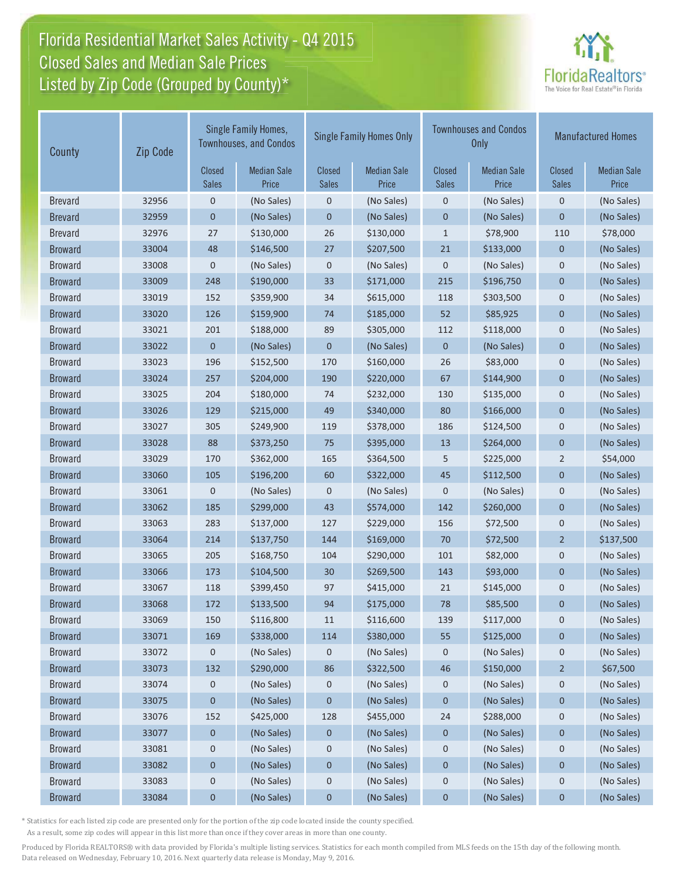# Florida Residential Market Sales Activity - Q4 2015
## Closed Sales and Median Sale Prices
## Listed by Zip Code (Grouped by County)*

| County | Zip Code | Single Family Homes, Townhouses, and Condos | | Single Family Homes Only | | Townhouses and Condos Only | | Manufactured Homes | |
|---|---|---|---|---|---|---|---|---|---|
| | | Closed Sales | Median Sale Price | Closed Sales | Median Sale Price | Closed Sales | Median Sale Price | Closed Sales | Median Sale Price |
| Brevard | 32956 | 0 | (No Sales) | 0 | (No Sales) | 0 | (No Sales) | 0 | (No Sales) |
| Brevard | 32959 | 0 | (No Sales) | 0 | (No Sales) | 0 | (No Sales) | 0 | (No Sales) |
| Brevard | 32976 | 27 | $130,000 | 26 | $130,000 | 1 | $78,900 | 110 | $78,000 |
| Broward | 33004 | 48 | $146,500 | 27 | $207,500 | 21 | $133,000 | 0 | (No Sales) |
| Broward | 33008 | 0 | (No Sales) | 0 | (No Sales) | 0 | (No Sales) | 0 | (No Sales) |
| Broward | 33009 | 248 | $190,000 | 33 | $171,000 | 215 | $196,750 | 0 | (No Sales) |
| Broward | 33019 | 152 | $359,900 | 34 | $615,000 | 118 | $303,500 | 0 | (No Sales) |
| Broward | 33020 | 126 | $159,900 | 74 | $185,000 | 52 | $85,925 | 0 | (No Sales) |
| Broward | 33021 | 201 | $188,000 | 89 | $305,000 | 112 | $118,000 | 0 | (No Sales) |
| Broward | 33022 | 0 | (No Sales) | 0 | (No Sales) | 0 | (No Sales) | 0 | (No Sales) |
| Broward | 33023 | 196 | $152,500 | 170 | $160,000 | 26 | $83,000 | 0 | (No Sales) |
| Broward | 33024 | 257 | $204,000 | 190 | $220,000 | 67 | $144,900 | 0 | (No Sales) |
| Broward | 33025 | 204 | $180,000 | 74 | $232,000 | 130 | $135,000 | 0 | (No Sales) |
| Broward | 33026 | 129 | $215,000 | 49 | $340,000 | 80 | $166,000 | 0 | (No Sales) |
| Broward | 33027 | 305 | $249,900 | 119 | $378,000 | 186 | $124,500 | 0 | (No Sales) |
| Broward | 33028 | 88 | $373,250 | 75 | $395,000 | 13 | $264,000 | 0 | (No Sales) |
| Broward | 33029 | 170 | $362,000 | 165 | $364,500 | 5 | $225,000 | 2 | $54,000 |
| Broward | 33060 | 105 | $196,200 | 60 | $322,000 | 45 | $112,500 | 0 | (No Sales) |
| Broward | 33061 | 0 | (No Sales) | 0 | (No Sales) | 0 | (No Sales) | 0 | (No Sales) |
| Broward | 33062 | 185 | $299,000 | 43 | $574,000 | 142 | $260,000 | 0 | (No Sales) |
| Broward | 33063 | 283 | $137,000 | 127 | $229,000 | 156 | $72,500 | 0 | (No Sales) |
| Broward | 33064 | 214 | $137,750 | 144 | $169,000 | 70 | $72,500 | 2 | $137,500 |
| Broward | 33065 | 205 | $168,750 | 104 | $290,000 | 101 | $82,000 | 0 | (No Sales) |
| Broward | 33066 | 173 | $104,500 | 30 | $269,500 | 143 | $93,000 | 0 | (No Sales) |
| Broward | 33067 | 118 | $399,450 | 97 | $415,000 | 21 | $145,000 | 0 | (No Sales) |
| Broward | 33068 | 172 | $133,500 | 94 | $175,000 | 78 | $85,500 | 0 | (No Sales) |
| Broward | 33069 | 150 | $116,800 | 11 | $116,600 | 139 | $117,000 | 0 | (No Sales) |
| Broward | 33071 | 169 | $338,000 | 114 | $380,000 | 55 | $125,000 | 0 | (No Sales) |
| Broward | 33072 | 0 | (No Sales) | 0 | (No Sales) | 0 | (No Sales) | 0 | (No Sales) |
| Broward | 33073 | 132 | $290,000 | 86 | $322,500 | 46 | $150,000 | 2 | $67,500 |
| Broward | 33074 | 0 | (No Sales) | 0 | (No Sales) | 0 | (No Sales) | 0 | (No Sales) |
| Broward | 33075 | 0 | (No Sales) | 0 | (No Sales) | 0 | (No Sales) | 0 | (No Sales) |
| Broward | 33076 | 152 | $425,000 | 128 | $455,000 | 24 | $288,000 | 0 | (No Sales) |
| Broward | 33077 | 0 | (No Sales) | 0 | (No Sales) | 0 | (No Sales) | 0 | (No Sales) |
| Broward | 33081 | 0 | (No Sales) | 0 | (No Sales) | 0 | (No Sales) | 0 | (No Sales) |
| Broward | 33082 | 0 | (No Sales) | 0 | (No Sales) | 0 | (No Sales) | 0 | (No Sales) |
| Broward | 33083 | 0 | (No Sales) | 0 | (No Sales) | 0 | (No Sales) | 0 | (No Sales) |
| Broward | 33084 | 0 | (No Sales) | 0 | (No Sales) | 0 | (No Sales) | 0 | (No Sales) |

* Statistics for each listed zip code are presented only for the portion of the zip code located inside the county specified.
As a result, some zip codes will appear in this list more than once if they cover areas in more than one county.

Produced by Florida REALTORS® with data provided by Florida's multiple listing services. Statistics for each month compiled from MLS feeds on the 15th day of the following month.
Data released on Wednesday, February 10, 2016. Next quarterly data release is Monday, May 9, 2016.